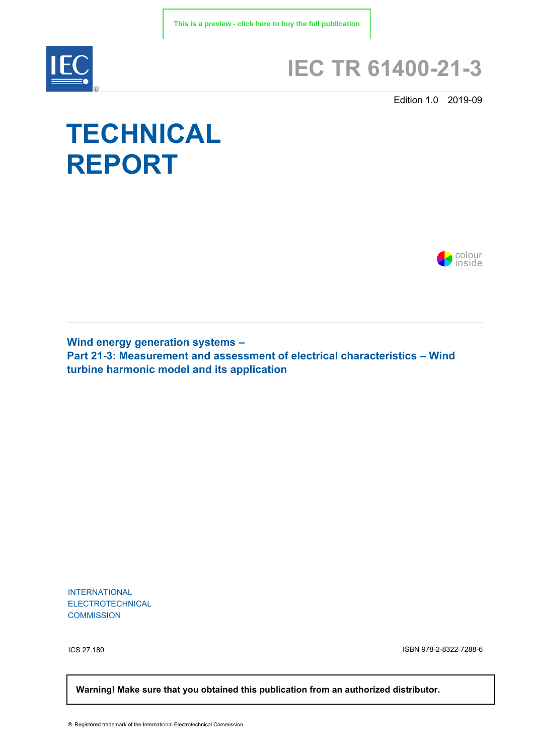This is a preview - click here to buy the full publication

# IEC TR 61400-21-3

Edition 1.0 2019-09

# TECHNICAL REPORT

colour inside

**Wind energy generation systems –**
**Part 21-3: Measurement and assessment of electrical characteristics – Wind turbine harmonic model and its application**

INTERNATIONAL ELECTROTECHNICAL COMMISSION

ICS 27.180

ISBN 978-2-8322-7288-6

**Warning! Make sure that you obtained this publication from an authorized distributor.**

® Registered trademark of the International Electrotechnical Commission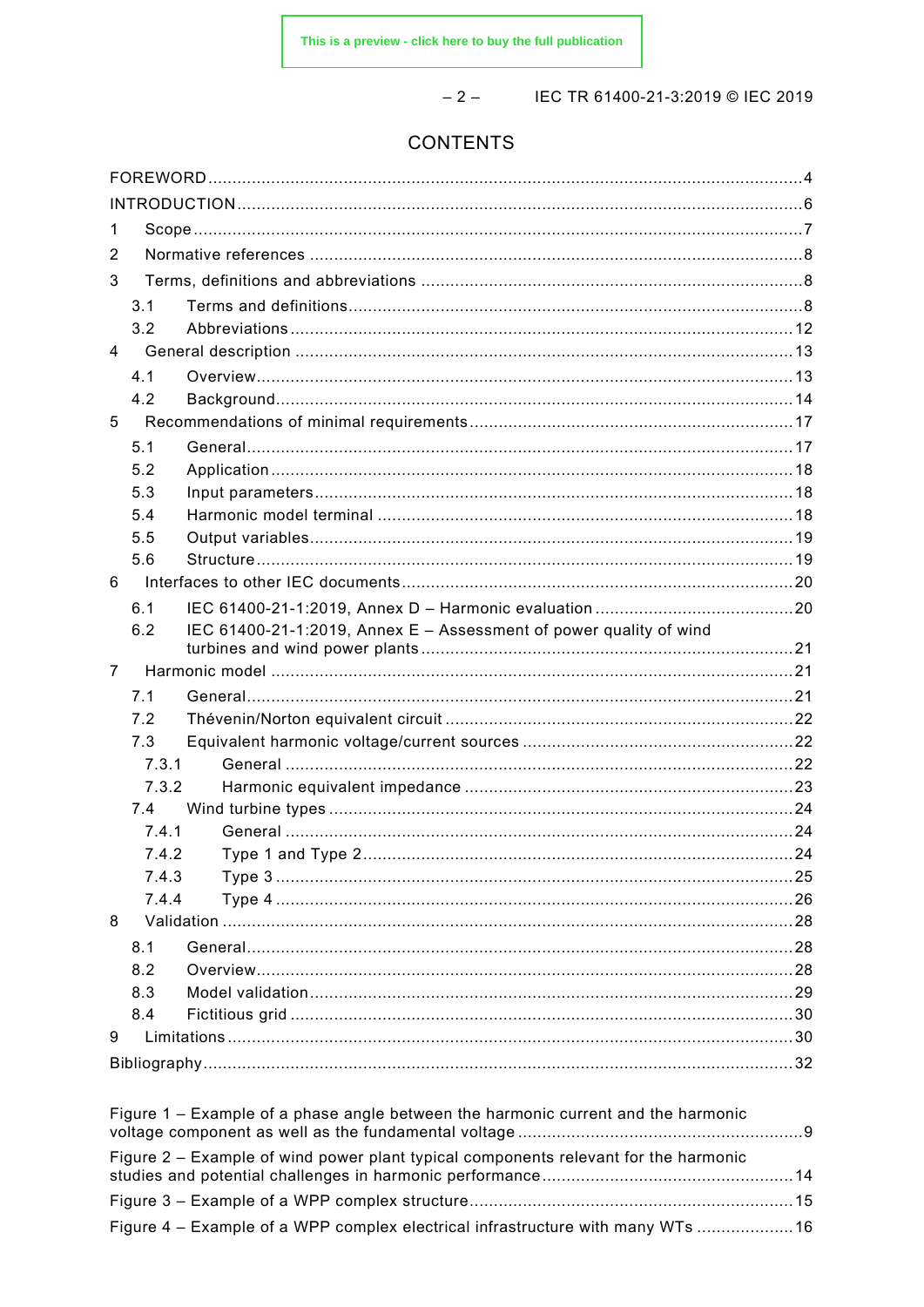# CONTENTS

FOREWORD .......................................................................................................................... 4

INTRODUCTION ..................................................................................................................... 6

1 Scope ............................................................................................................................. 7

2 Normative references ..................................................................................................... 8

3 Terms, definitions and abbreviations ............................................................................... 8

3.1 Terms and definitions ............................................................................................. 8

3.2 Abbreviations ....................................................................................................... 12

4 General description ...................................................................................................... 13

4.1 Overview .............................................................................................................. 13

4.2 Background .......................................................................................................... 14

5 Recommendations of minimal requirements .................................................................. 17

5.1 General ................................................................................................................ 17

5.2 Application ........................................................................................................... 18

5.3 Input parameters .................................................................................................. 18

5.4 Harmonic model terminal ..................................................................................... 18

5.5 Output variables ................................................................................................... 19

5.6 Structure .............................................................................................................. 19

6 Interfaces to other IEC documents ................................................................................ 20

6.1 IEC 61400-21-1:2019, Annex D – Harmonic evaluation ......................................... 20

6.2 IEC 61400-21-1:2019, Annex E – Assessment of power quality of wind turbines and wind power plants ............................................................................ 21

7 Harmonic model ........................................................................................................... 21

7.1 General ................................................................................................................ 21

7.2 Thévenin/Norton equivalent circuit ....................................................................... 22

7.3 Equivalent harmonic voltage/current sources ........................................................ 22

7.3.1 General ......................................................................................................... 22

7.3.2 Harmonic equivalent impedance .................................................................... 23

7.4 Wind turbine types ............................................................................................... 24

7.4.1 General ......................................................................................................... 24

7.4.2 Type 1 and Type 2 ........................................................................................ 24

7.4.3 Type 3 .......................................................................................................... 25

7.4.4 Type 4 .......................................................................................................... 26

8 Validation ..................................................................................................................... 28

8.1 General ................................................................................................................ 28

8.2 Overview .............................................................................................................. 28

8.3 Model validation ................................................................................................... 29

8.4 Fictitious grid ....................................................................................................... 30

9 Limitations .................................................................................................................... 30

Bibliography ........................................................................................................................ 32

Figure 1 – Example of a phase angle between the harmonic current and the harmonic voltage component as well as the fundamental voltage .......................................................... 9

Figure 2 – Example of wind power plant typical components relevant for the harmonic studies and potential challenges in harmonic performance ................................................... 14

Figure 3 – Example of a WPP complex structure .................................................................. 15

Figure 4 – Example of a WPP complex electrical infrastructure with many WTs .................... 16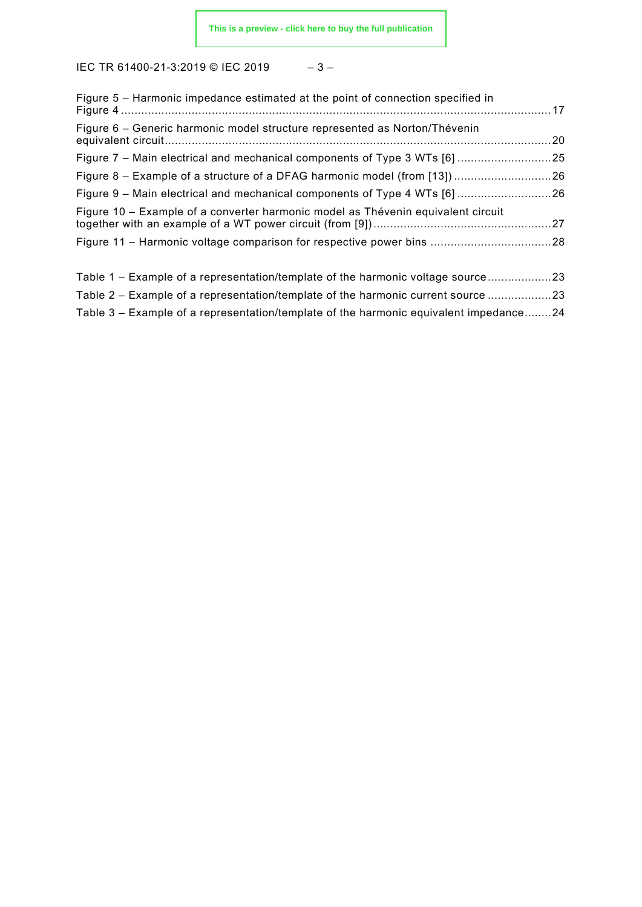Figure 5 – Harmonic impedance estimated at the point of connection specified in Figure 4 ........ 17

Figure 6 – Generic harmonic model structure represented as Norton/Thévenin equivalent circuit ........ 20

Figure 7 – Main electrical and mechanical components of Type 3 WTs [6] ........ 25

Figure 8 – Example of a structure of a DFAG harmonic model (from [13]) ........ 26

Figure 9 – Main electrical and mechanical components of Type 4 WTs [6] ........ 26

Figure 10 – Example of a converter harmonic model as Thévenin equivalent circuit together with an example of a WT power circuit (from [9]) ........ 27

Figure 11 – Harmonic voltage comparison for respective power bins ........ 28

Table 1 – Example of a representation/template of the harmonic voltage source ........ 23

Table 2 – Example of a representation/template of the harmonic current source ........ 23

Table 3 – Example of a representation/template of the harmonic equivalent impedance ........ 24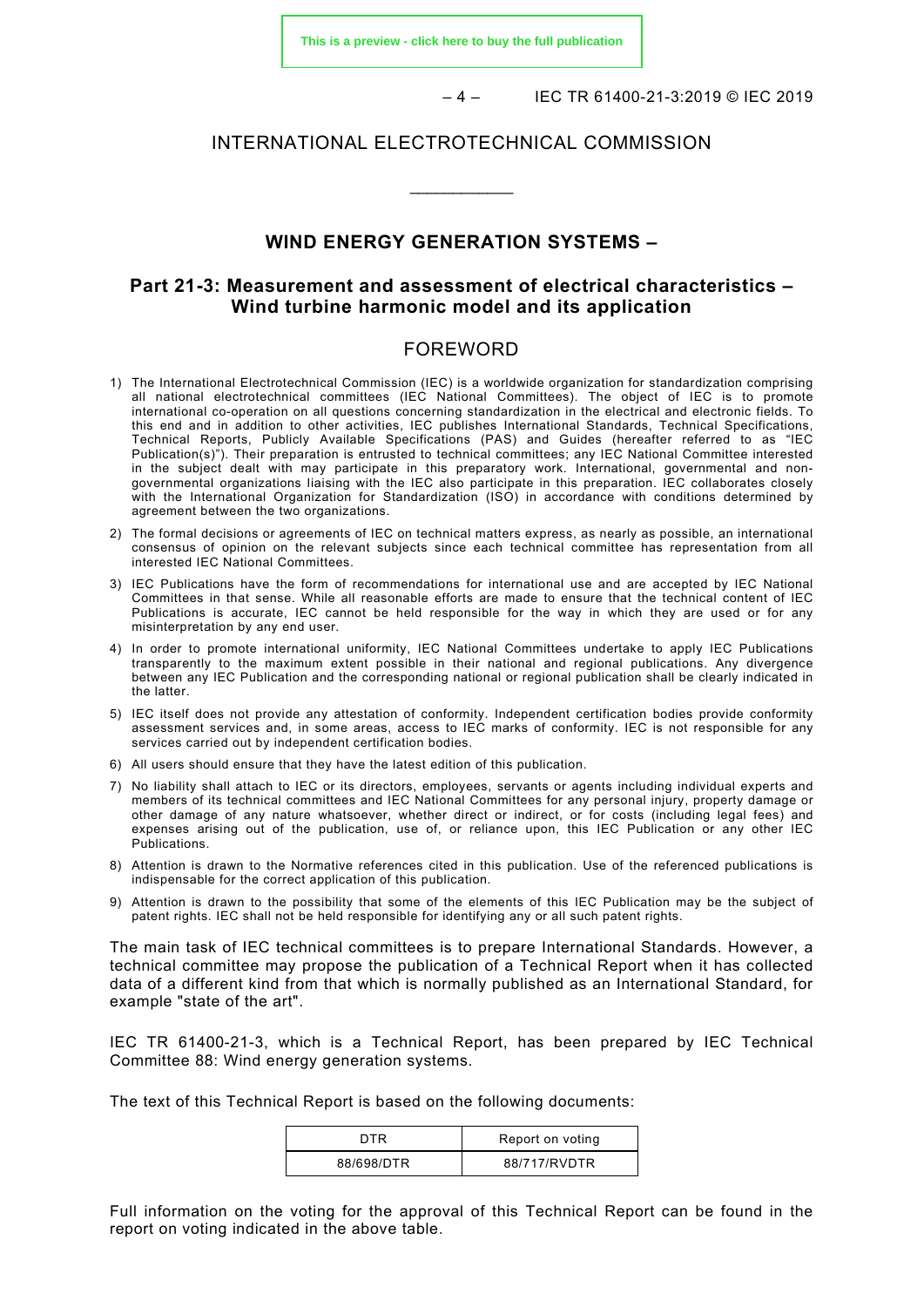# INTERNATIONAL ELECTROTECHNICAL COMMISSION

____________

## WIND ENERGY GENERATION SYSTEMS –

## Part 21-3: Measurement and assessment of electrical characteristics – Wind turbine harmonic model and its application

## FOREWORD

1) The International Electrotechnical Commission (IEC) is a worldwide organization for standardization comprising all national electrotechnical committees (IEC National Committees). The object of IEC is to promote international co-operation on all questions concerning standardization in the electrical and electronic fields. To this end and in addition to other activities, IEC publishes International Standards, Technical Specifications, Technical Reports, Publicly Available Specifications (PAS) and Guides (hereafter referred to as "IEC Publication(s)"). Their preparation is entrusted to technical committees; any IEC National Committee interested in the subject dealt with may participate in this preparatory work. International, governmental and non-governmental organizations liaising with the IEC also participate in this preparation. IEC collaborates closely with the International Organization for Standardization (ISO) in accordance with conditions determined by agreement between the two organizations.

2) The formal decisions or agreements of IEC on technical matters express, as nearly as possible, an international consensus of opinion on the relevant subjects since each technical committee has representation from all interested IEC National Committees.

3) IEC Publications have the form of recommendations for international use and are accepted by IEC National Committees in that sense. While all reasonable efforts are made to ensure that the technical content of IEC Publications is accurate, IEC cannot be held responsible for the way in which they are used or for any misinterpretation by any end user.

4) In order to promote international uniformity, IEC National Committees undertake to apply IEC Publications transparently to the maximum extent possible in their national and regional publications. Any divergence between any IEC Publication and the corresponding national or regional publication shall be clearly indicated in the latter.

5) IEC itself does not provide any attestation of conformity. Independent certification bodies provide conformity assessment services and, in some areas, access to IEC marks of conformity. IEC is not responsible for any services carried out by independent certification bodies.

6) All users should ensure that they have the latest edition of this publication.

7) No liability shall attach to IEC or its directors, employees, servants or agents including individual experts and members of its technical committees and IEC National Committees for any personal injury, property damage or other damage of any nature whatsoever, whether direct or indirect, or for costs (including legal fees) and expenses arising out of the publication, use of, or reliance upon, this IEC Publication or any other IEC Publications.

8) Attention is drawn to the Normative references cited in this publication. Use of the referenced publications is indispensable for the correct application of this publication.

9) Attention is drawn to the possibility that some of the elements of this IEC Publication may be the subject of patent rights. IEC shall not be held responsible for identifying any or all such patent rights.

The main task of IEC technical committees is to prepare International Standards. However, a technical committee may propose the publication of a Technical Report when it has collected data of a different kind from that which is normally published as an International Standard, for example "state of the art".

IEC TR 61400-21-3, which is a Technical Report, has been prepared by IEC Technical Committee 88: Wind energy generation systems.

The text of this Technical Report is based on the following documents:

| DTR | Report on voting |
|---|---|
| 88/698/DTR | 88/717/RVDTR |

Full information on the voting for the approval of this Technical Report can be found in the report on voting indicated in the above table.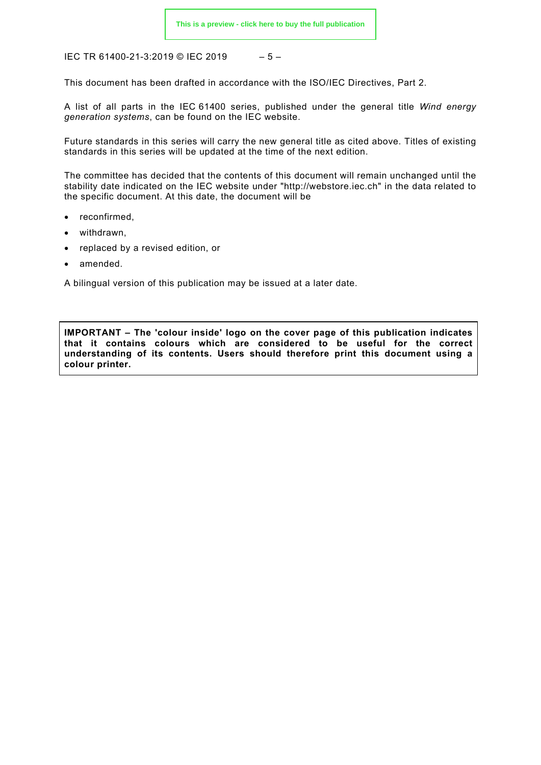This document has been drafted in accordance with the ISO/IEC Directives, Part 2.

A list of all parts in the IEC 61400 series, published under the general title *Wind energy generation systems*, can be found on the IEC website.

Future standards in this series will carry the new general title as cited above. Titles of existing standards in this series will be updated at the time of the next edition.

The committee has decided that the contents of this document will remain unchanged until the stability date indicated on the IEC website under "http://webstore.iec.ch" in the data related to the specific document. At this date, the document will be

- reconfirmed,
- withdrawn,
- replaced by a revised edition, or
- amended.

A bilingual version of this publication may be issued at a later date.

**IMPORTANT – The 'colour inside' logo on the cover page of this publication indicates that it contains colours which are considered to be useful for the correct understanding of its contents. Users should therefore print this document using a colour printer.**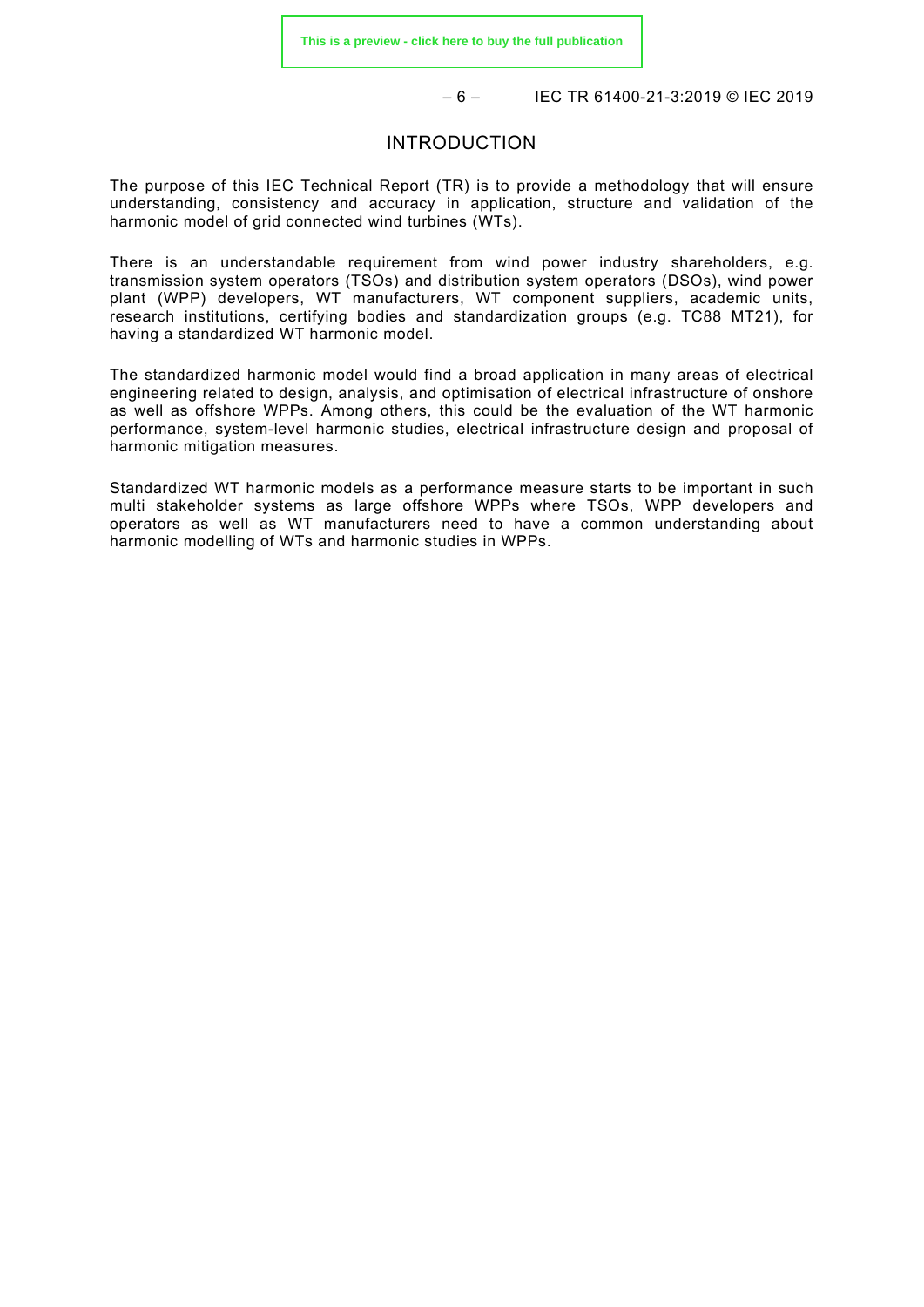# INTRODUCTION

The purpose of this IEC Technical Report (TR) is to provide a methodology that will ensure understanding, consistency and accuracy in application, structure and validation of the harmonic model of grid connected wind turbines (WTs).

There is an understandable requirement from wind power industry shareholders, e.g. transmission system operators (TSOs) and distribution system operators (DSOs), wind power plant (WPP) developers, WT manufacturers, WT component suppliers, academic units, research institutions, certifying bodies and standardization groups (e.g. TC88 MT21), for having a standardized WT harmonic model.

The standardized harmonic model would find a broad application in many areas of electrical engineering related to design, analysis, and optimisation of electrical infrastructure of onshore as well as offshore WPPs. Among others, this could be the evaluation of the WT harmonic performance, system-level harmonic studies, electrical infrastructure design and proposal of harmonic mitigation measures.

Standardized WT harmonic models as a performance measure starts to be important in such multi stakeholder systems as large offshore WPPs where TSOs, WPP developers and operators as well as WT manufacturers need to have a common understanding about harmonic modelling of WTs and harmonic studies in WPPs.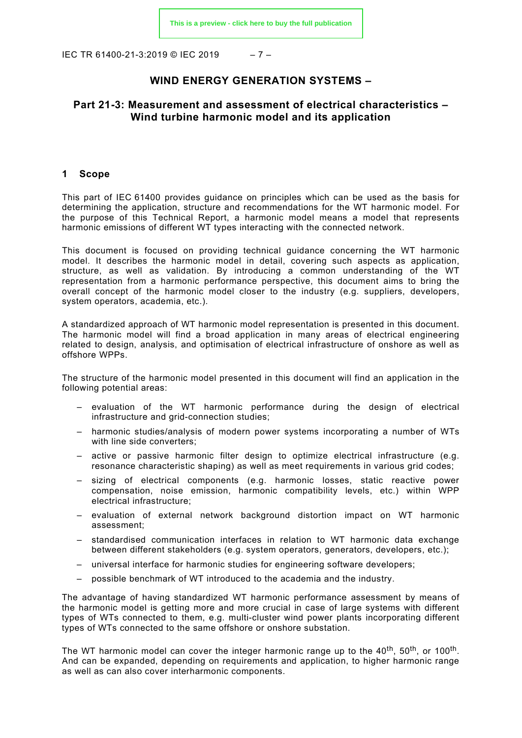# WIND ENERGY GENERATION SYSTEMS –

## Part 21-3: Measurement and assessment of electrical characteristics – Wind turbine harmonic model and its application

### 1 Scope

This part of IEC 61400 provides guidance on principles which can be used as the basis for determining the application, structure and recommendations for the WT harmonic model. For the purpose of this Technical Report, a harmonic model means a model that represents harmonic emissions of different WT types interacting with the connected network.

This document is focused on providing technical guidance concerning the WT harmonic model. It describes the harmonic model in detail, covering such aspects as application, structure, as well as validation. By introducing a common understanding of the WT representation from a harmonic performance perspective, this document aims to bring the overall concept of the harmonic model closer to the industry (e.g. suppliers, developers, system operators, academia, etc.).

A standardized approach of WT harmonic model representation is presented in this document. The harmonic model will find a broad application in many areas of electrical engineering related to design, analysis, and optimisation of electrical infrastructure of onshore as well as offshore WPPs.

The structure of the harmonic model presented in this document will find an application in the following potential areas:

– evaluation of the WT harmonic performance during the design of electrical infrastructure and grid-connection studies;

– harmonic studies/analysis of modern power systems incorporating a number of WTs with line side converters;

– active or passive harmonic filter design to optimize electrical infrastructure (e.g. resonance characteristic shaping) as well as meet requirements in various grid codes;

– sizing of electrical components (e.g. harmonic losses, static reactive power compensation, noise emission, harmonic compatibility levels, etc.) within WPP electrical infrastructure;

– evaluation of external network background distortion impact on WT harmonic assessment;

– standardised communication interfaces in relation to WT harmonic data exchange between different stakeholders (e.g. system operators, generators, developers, etc.);

– universal interface for harmonic studies for engineering software developers;

– possible benchmark of WT introduced to the academia and the industry.

The advantage of having standardized WT harmonic performance assessment by means of the harmonic model is getting more and more crucial in case of large systems with different types of WTs connected to them, e.g. multi-cluster wind power plants incorporating different types of WTs connected to the same offshore or onshore substation.

The WT harmonic model can cover the integer harmonic range up to the 40th, 50th, or 100th. And can be expanded, depending on requirements and application, to higher harmonic range as well as can also cover interharmonic components.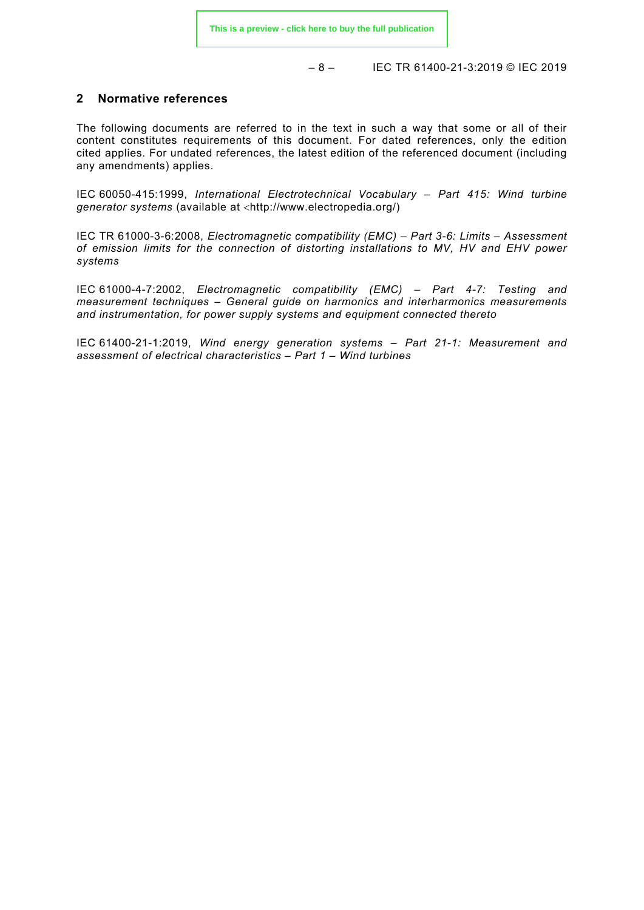## 2 Normative references

The following documents are referred to in the text in such a way that some or all of their content constitutes requirements of this document. For dated references, only the edition cited applies. For undated references, the latest edition of the referenced document (including any amendments) applies.

IEC 60050-415:1999, *International Electrotechnical Vocabulary – Part 415: Wind turbine generator systems* (available at <http://www.electropedia.org/)

IEC TR 61000-3-6:2008, *Electromagnetic compatibility (EMC) – Part 3-6: Limits – Assessment of emission limits for the connection of distorting installations to MV, HV and EHV power systems*

IEC 61000-4-7:2002, *Electromagnetic compatibility (EMC) – Part 4-7: Testing and measurement techniques – General guide on harmonics and interharmonics measurements and instrumentation, for power supply systems and equipment connected thereto*

IEC 61400-21-1:2019, *Wind energy generation systems – Part 21-1: Measurement and assessment of electrical characteristics – Part 1 – Wind turbines*